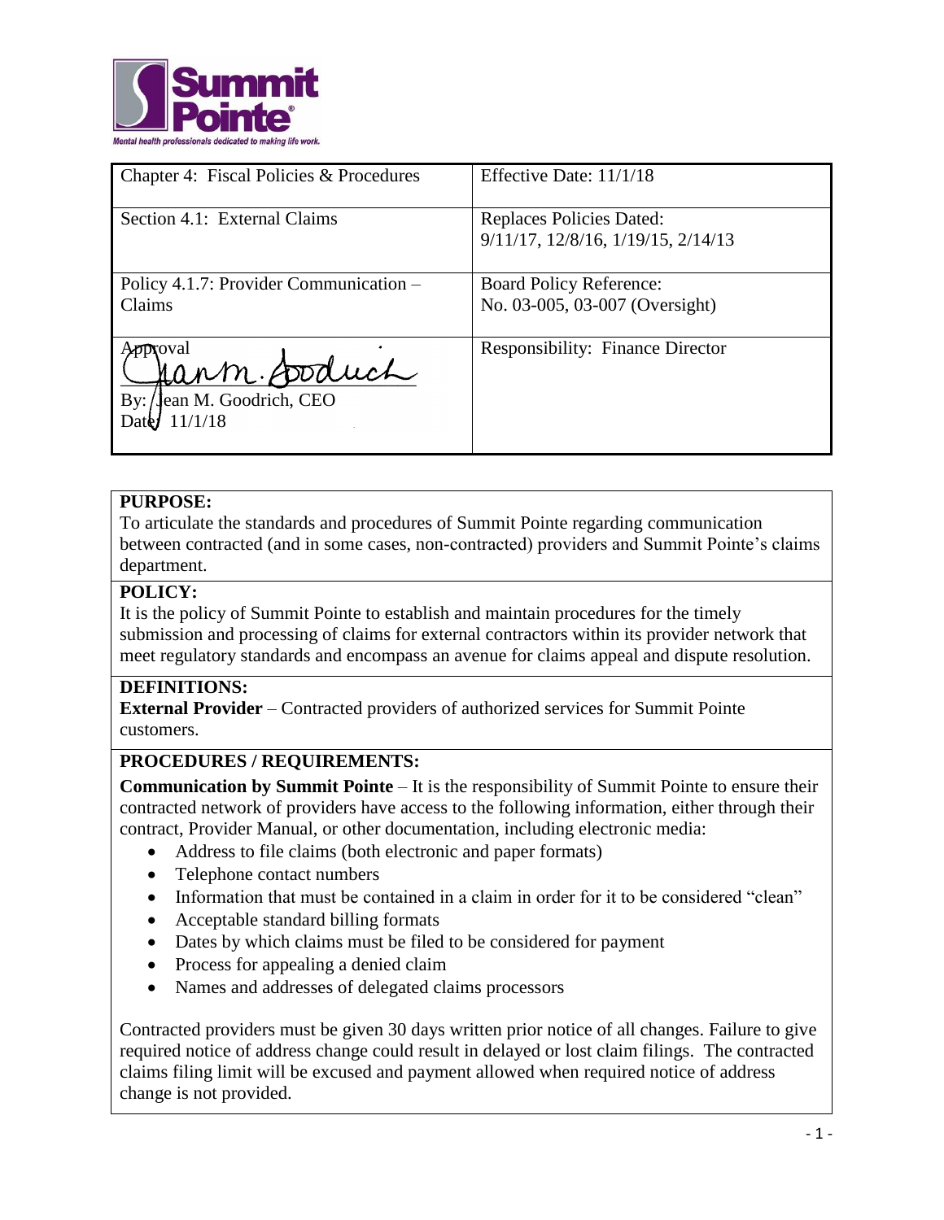Summit Pointe®

*Mental health professionals dedicated to making life work.*

| Chapter 4: Fiscal Policies & Procedures | Effective Date: 11/1/18 |
|---|---|
| Section 4.1: External Claims | Replaces Policies Dated: 9/11/17, 12/8/16, 1/19/15, 2/14/13 |
| Policy 4.1.7: Provider Communication – Claims | Board Policy Reference: No. 03-005, 03-007 (Oversight) |
| Approval By: Jean M. Goodrich, CEO Date: 11/1/18 | Responsibility: Finance Director |

**PURPOSE:**
To articulate the standards and procedures of Summit Pointe regarding communication between contracted (and in some cases, non-contracted) providers and Summit Pointe's claims department.

**POLICY:**
It is the policy of Summit Pointe to establish and maintain procedures for the timely submission and processing of claims for external contractors within its provider network that meet regulatory standards and encompass an avenue for claims appeal and dispute resolution.

**DEFINITIONS:**
**External Provider** – Contracted providers of authorized services for Summit Pointe customers.

**PROCEDURES / REQUIREMENTS:**
**Communication by Summit Pointe** – It is the responsibility of Summit Pointe to ensure their contracted network of providers have access to the following information, either through their contract, Provider Manual, or other documentation, including electronic media:

- Address to file claims (both electronic and paper formats)
- Telephone contact numbers
- Information that must be contained in a claim in order for it to be considered "clean"
- Acceptable standard billing formats
- Dates by which claims must be filed to be considered for payment
- Process for appealing a denied claim
- Names and addresses of delegated claims processors

Contracted providers must be given 30 days written prior notice of all changes. Failure to give required notice of address change could result in delayed or lost claim filings. The contracted claims filing limit will be excused and payment allowed when required notice of address change is not provided.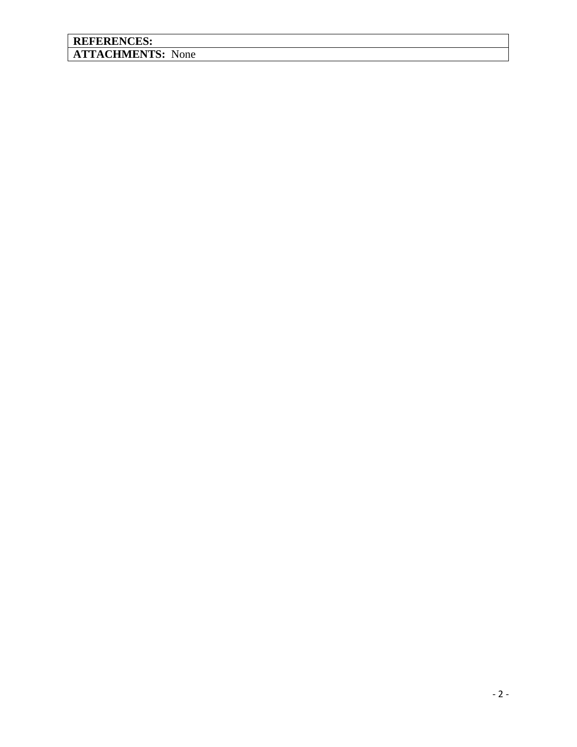| | |
|---|---|
| **REFERENCES:** | |
| **ATTACHMENTS:** None | |